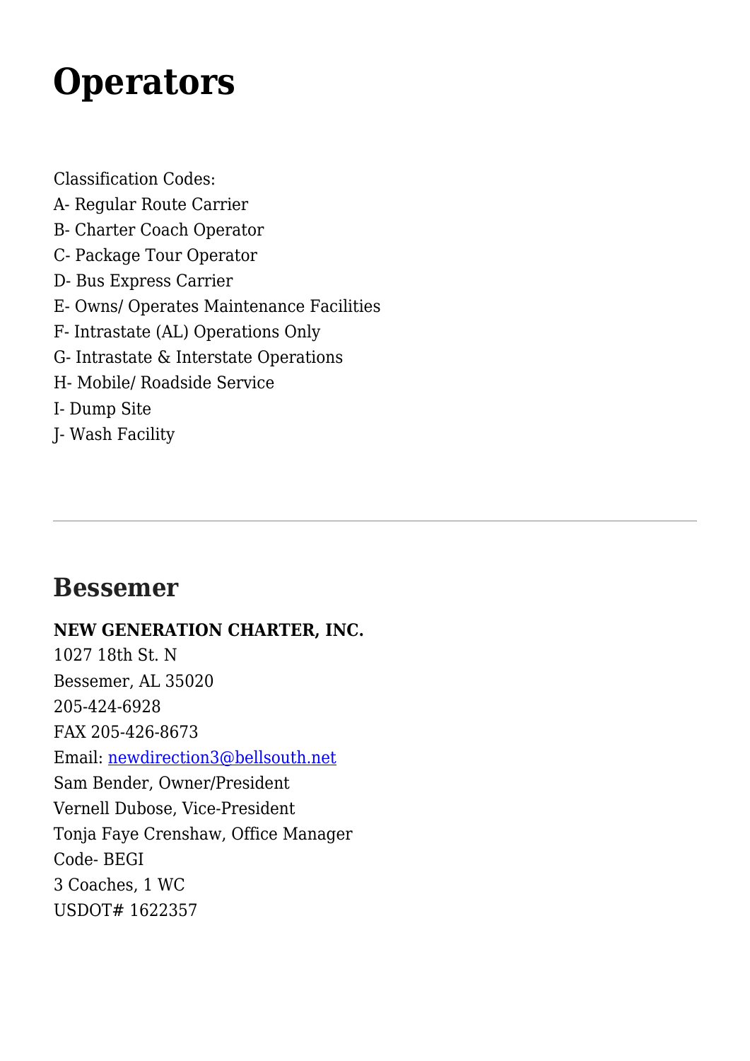# Operators

Classification Codes:
A- Regular Route Carrier
B- Charter Coach Operator
C- Package Tour Operator
D- Bus Express Carrier
E- Owns/ Operates Maintenance Facilities
F- Intrastate (AL) Operations Only
G- Intrastate & Interstate Operations
H- Mobile/ Roadside Service
I- Dump Site
J- Wash Facility

---

## Bessemer

**NEW GENERATION CHARTER, INC.**
1027 18th St. N
Bessemer, AL 35020
205-424-6928
FAX 205-426-8673
Email: newdirection3@bellsouth.net
Sam Bender, Owner/President
Vernell Dubose, Vice-President
Tonja Faye Crenshaw, Office Manager
Code- BEGI
3 Coaches, 1 WC
USDOT# 1622357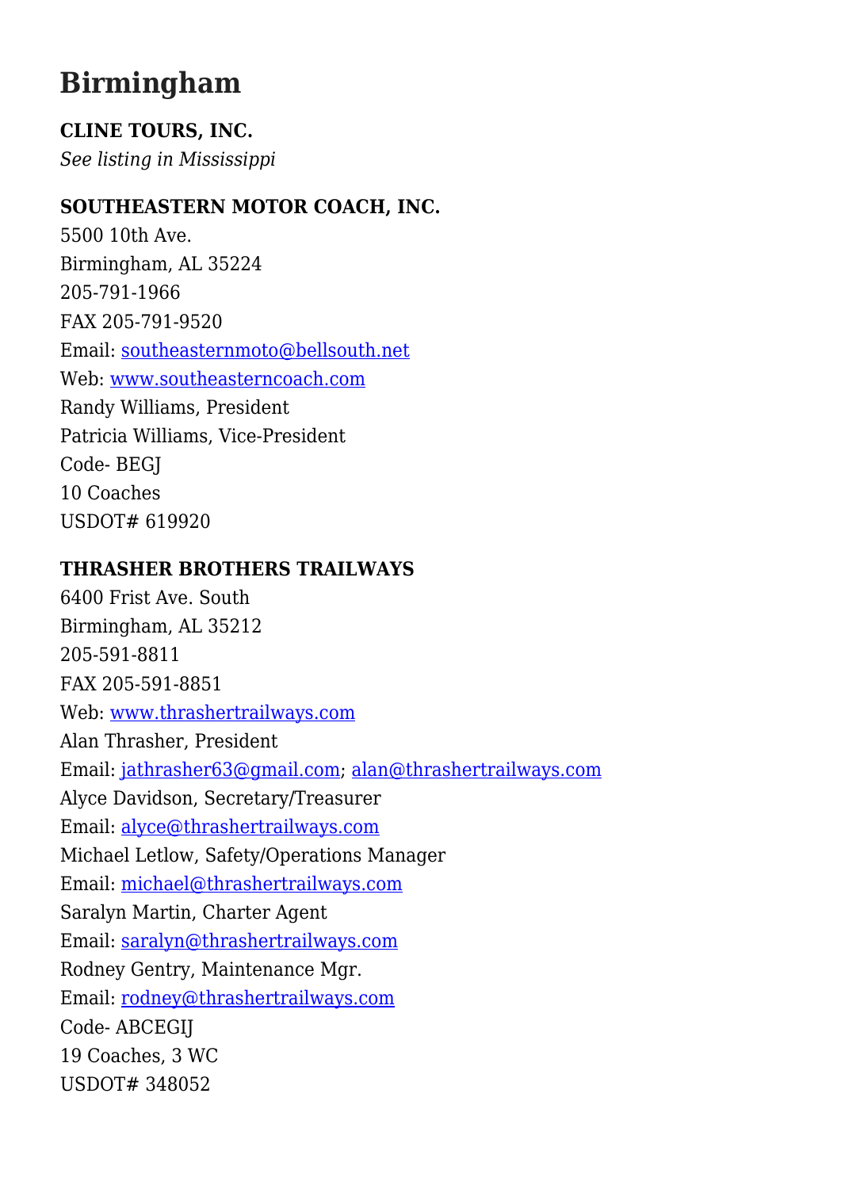# Birmingham

**CLINE TOURS, INC.**
*See listing in Mississippi*

**SOUTHEASTERN MOTOR COACH, INC.**
5500 10th Ave.
Birmingham, AL 35224
205-791-1966
FAX 205-791-9520
Email: southeasternmoto@bellsouth.net
Web: www.southeasterncoach.com
Randy Williams, President
Patricia Williams, Vice-President
Code- BEGJ
10 Coaches
USDOT# 619920

**THRASHER BROTHERS TRAILWAYS**
6400 Frist Ave. South
Birmingham, AL 35212
205-591-8811
FAX 205-591-8851
Web: www.thrashertrailways.com
Alan Thrasher, President
Email: jathrasher63@gmail.com; alan@thrashertrailways.com
Alyce Davidson, Secretary/Treasurer
Email: alyce@thrashertrailways.com
Michael Letlow, Safety/Operations Manager
Email: michael@thrashertrailways.com
Saralyn Martin, Charter Agent
Email: saralyn@thrashertrailways.com
Rodney Gentry, Maintenance Mgr.
Email: rodney@thrashertrailways.com
Code- ABCEGIJ
19 Coaches, 3 WC
USDOT# 348052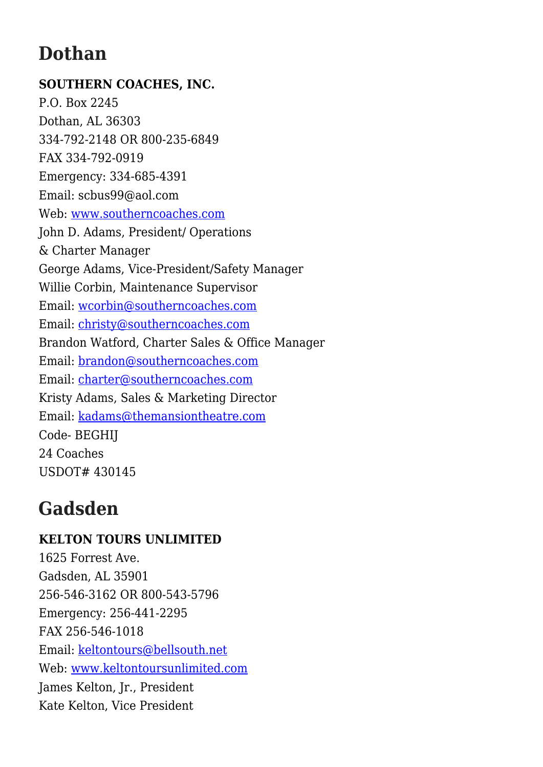## Dothan

**SOUTHERN COACHES, INC.**
P.O. Box 2245
Dothan, AL 36303
334-792-2148 OR 800-235-6849
FAX 334-792-0919
Emergency: 334-685-4391
Email: scbus99@aol.com
Web: www.southerncoaches.com
John D. Adams, President/ Operations
& Charter Manager
George Adams, Vice-President/Safety Manager
Willie Corbin, Maintenance Supervisor
Email: wcorbin@southerncoaches.com
Email: christy@southerncoaches.com
Brandon Watford, Charter Sales & Office Manager
Email: brandon@southerncoaches.com
Email: charter@southerncoaches.com
Kristy Adams, Sales & Marketing Director
Email: kadams@themansiontheatre.com
Code- BEGHIJ
24 Coaches
USDOT# 430145

## Gadsden

**KELTON TOURS UNLIMITED**
1625 Forrest Ave.
Gadsden, AL 35901
256-546-3162 OR 800-543-5796
Emergency: 256-441-2295
FAX 256-546-1018
Email: keltontours@bellsouth.net
Web: www.keltontoursunlimited.com
James Kelton, Jr., President
Kate Kelton, Vice President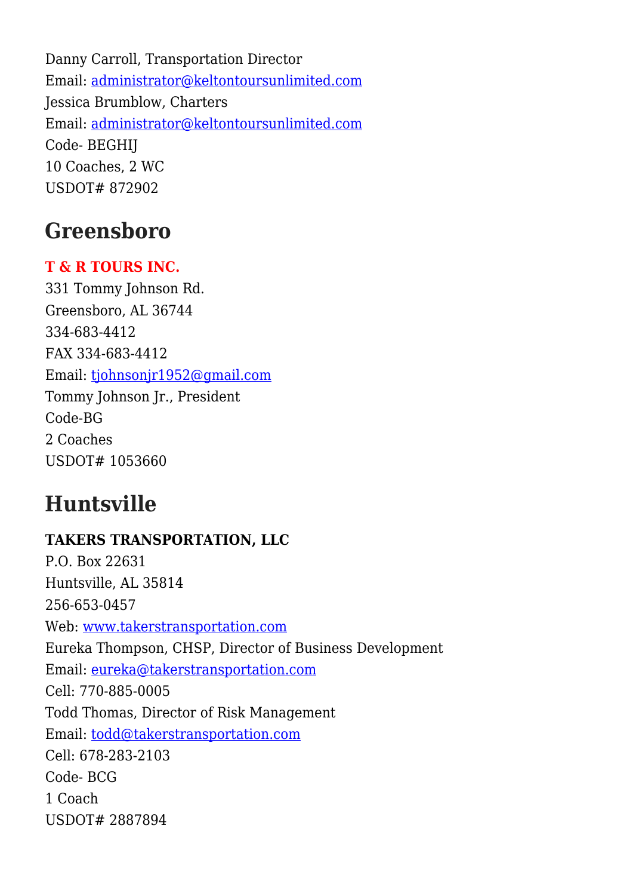Danny Carroll, Transportation Director
Email: administrator@keltontoursunlimited.com
Jessica Brumblow, Charters
Email: administrator@keltontoursunlimited.com
Code- BEGHIJ
10 Coaches, 2 WC
USDOT# 872902

## Greensboro

**T & R TOURS INC.**
331 Tommy Johnson Rd.
Greensboro, AL 36744
334-683-4412
FAX 334-683-4412
Email: tjohnsonjr1952@gmail.com
Tommy Johnson Jr., President
Code-BG
2 Coaches
USDOT# 1053660

## Huntsville

**TAKERS TRANSPORTATION, LLC**
P.O. Box 22631
Huntsville, AL 35814
256-653-0457
Web: www.takerstransportation.com
Eureka Thompson, CHSP, Director of Business Development
Email: eureka@takerstransportation.com
Cell: 770-885-0005
Todd Thomas, Director of Risk Management
Email: todd@takerstransportation.com
Cell: 678-283-2103
Code- BCG
1 Coach
USDOT# 2887894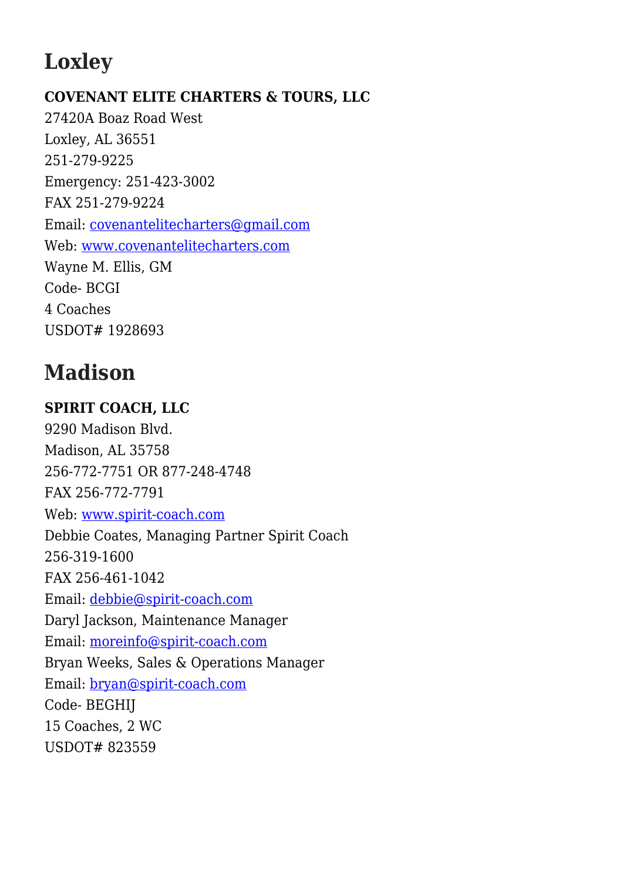## Loxley

**COVENANT ELITE CHARTERS & TOURS, LLC**
27420A Boaz Road West
Loxley, AL 36551
251-279-9225
Emergency: 251-423-3002
FAX 251-279-9224
Email: covenantelitecharters@gmail.com
Web: www.covenantelitecharters.com
Wayne M. Ellis, GM
Code- BCGI
4 Coaches
USDOT# 1928693

## Madison

**SPIRIT COACH, LLC**
9290 Madison Blvd.
Madison, AL 35758
256-772-7751 OR 877-248-4748
FAX 256-772-7791
Web: www.spirit-coach.com
Debbie Coates, Managing Partner Spirit Coach
256-319-1600
FAX 256-461-1042
Email: debbie@spirit-coach.com
Daryl Jackson, Maintenance Manager
Email: moreinfo@spirit-coach.com
Bryan Weeks, Sales & Operations Manager
Email: bryan@spirit-coach.com
Code- BEGHIJ
15 Coaches, 2 WC
USDOT# 823559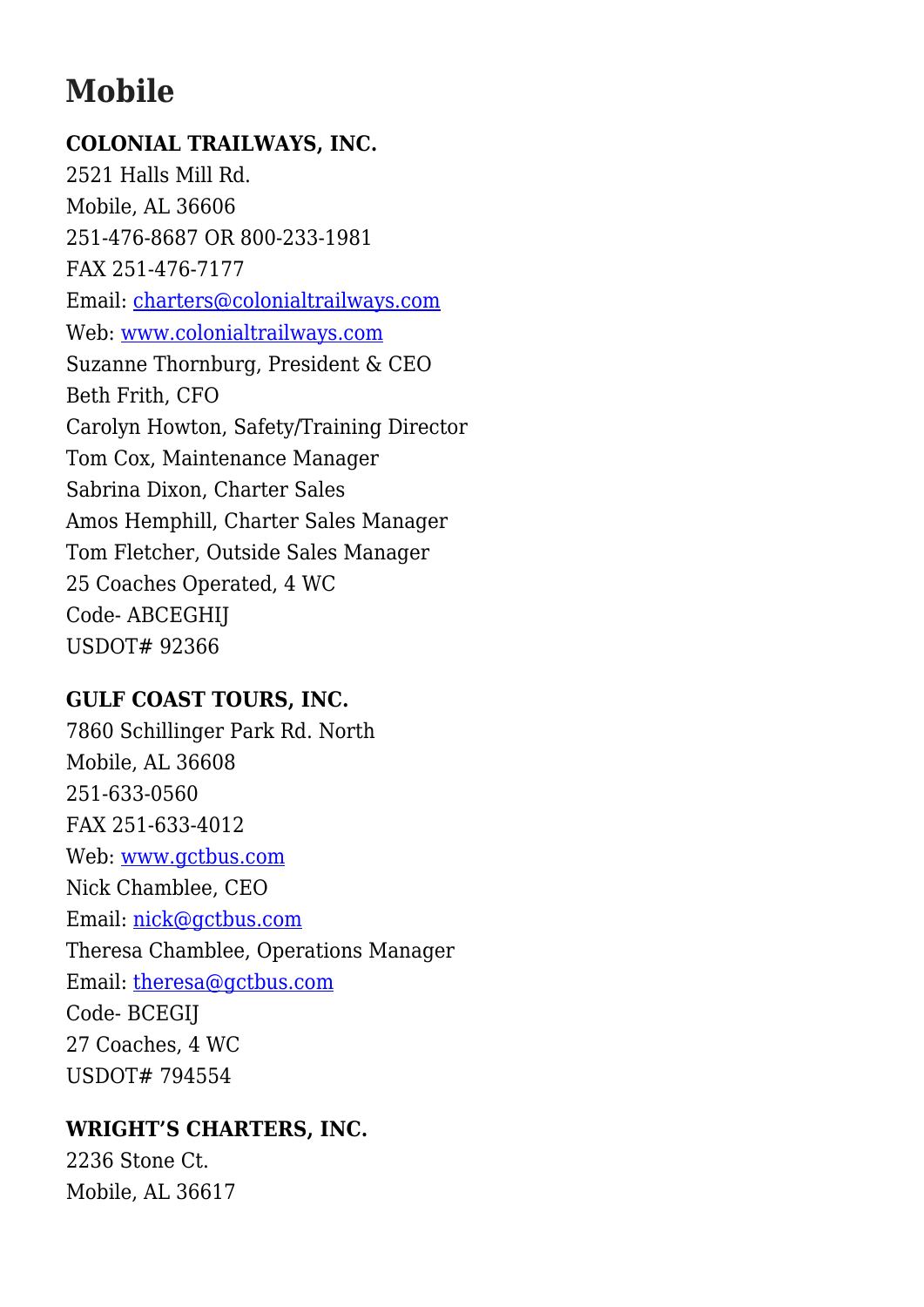## Mobile

**COLONIAL TRAILWAYS, INC.**
2521 Halls Mill Rd.
Mobile, AL 36606
251-476-8687 OR 800-233-1981
FAX 251-476-7177
Email: charters@colonialtrailways.com
Web: www.colonialtrailways.com
Suzanne Thornburg, President & CEO
Beth Frith, CFO
Carolyn Howton, Safety/Training Director
Tom Cox, Maintenance Manager
Sabrina Dixon, Charter Sales
Amos Hemphill, Charter Sales Manager
Tom Fletcher, Outside Sales Manager
25 Coaches Operated, 4 WC
Code- ABCEGHIJ
USDOT# 92366

**GULF COAST TOURS, INC.**
7860 Schillinger Park Rd. North
Mobile, AL 36608
251-633-0560
FAX 251-633-4012
Web: www.gctbus.com
Nick Chamblee, CEO
Email: nick@gctbus.com
Theresa Chamblee, Operations Manager
Email: theresa@gctbus.com
Code- BCEGIJ
27 Coaches, 4 WC
USDOT# 794554

**WRIGHT'S CHARTERS, INC.**
2236 Stone Ct.
Mobile, AL 36617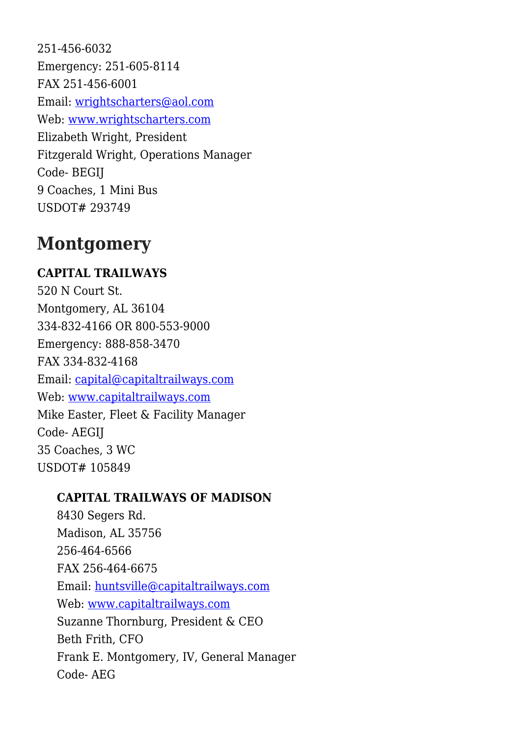251-456-6032
Emergency: 251-605-8114
FAX 251-456-6001
Email: wrightscharters@aol.com
Web: www.wrightscharters.com
Elizabeth Wright, President
Fitzgerald Wright, Operations Manager
Code- BEGIJ
9 Coaches, 1 Mini Bus
USDOT# 293749

## Montgomery

**CAPITAL TRAILWAYS**
520 N Court St.
Montgomery, AL 36104
334-832-4166 OR 800-553-9000
Emergency: 888-858-3470
FAX 334-832-4168
Email: capital@capitaltrailways.com
Web: www.capitaltrailways.com
Mike Easter, Fleet & Facility Manager
Code- AEGIJ
35 Coaches, 3 WC
USDOT# 105849

> **CAPITAL TRAILWAYS OF MADISON**
> 8430 Segers Rd.
> Madison, AL 35756
> 256-464-6566
> FAX 256-464-6675
> Email: huntsville@capitaltrailways.com
> Web: www.capitaltrailways.com
> Suzanne Thornburg, President & CEO
> Beth Frith, CFO
> Frank E. Montgomery, IV, General Manager
> Code- AEG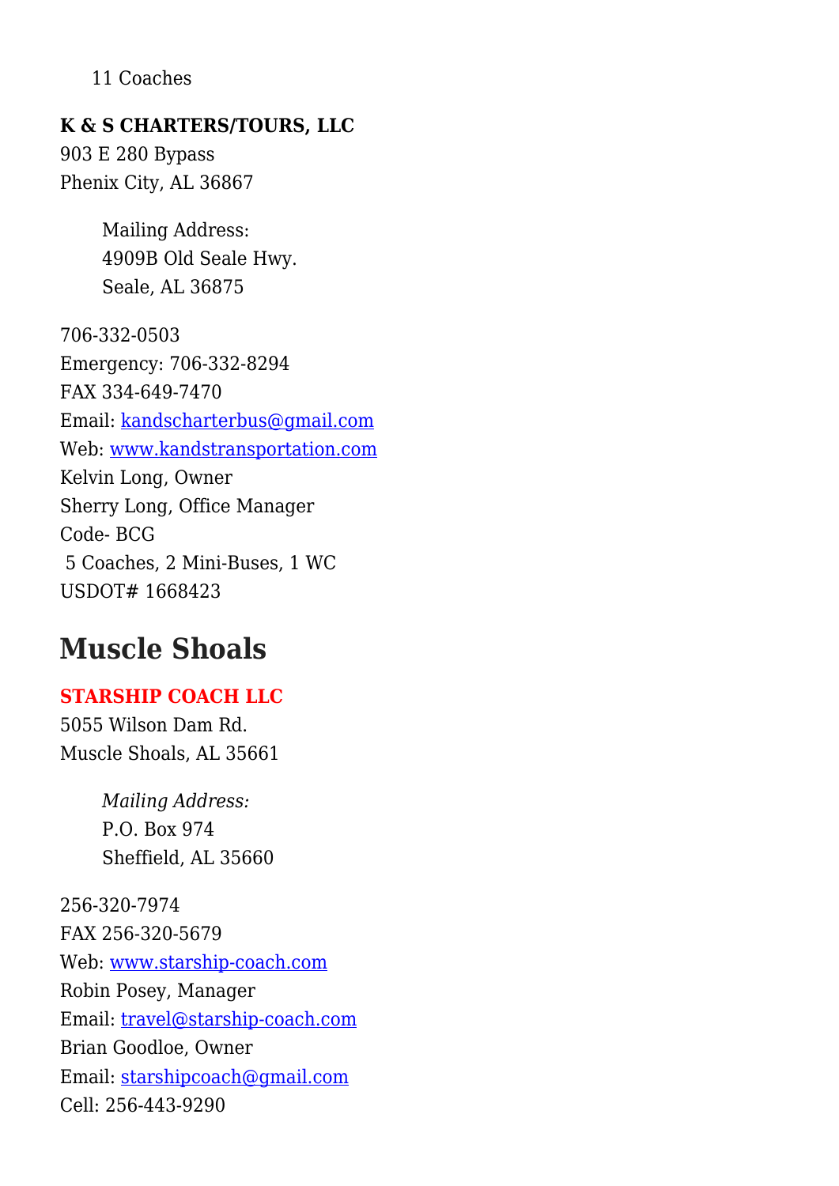11 Coaches

**K & S CHARTERS/TOURS, LLC**
903 E 280 Bypass
Phenix City, AL 36867

> Mailing Address:
> 4909B Old Seale Hwy.
> Seale, AL 36875

706-332-0503
Emergency: 706-332-8294
FAX 334-649-7470
Email: kandscharterbus@gmail.com
Web: www.kandstransportation.com
Kelvin Long, Owner
Sherry Long, Office Manager
Code- BCG
5 Coaches, 2 Mini-Buses, 1 WC
USDOT# 1668423

## Muscle Shoals

**STARSHIP COACH LLC**
5055 Wilson Dam Rd.
Muscle Shoals, AL 35661

> *Mailing Address:*
> P.O. Box 974
> Sheffield, AL 35660

256-320-7974
FAX 256-320-5679
Web: www.starship-coach.com
Robin Posey, Manager
Email: travel@starship-coach.com
Brian Goodloe, Owner
Email: starshipcoach@gmail.com
Cell: 256-443-9290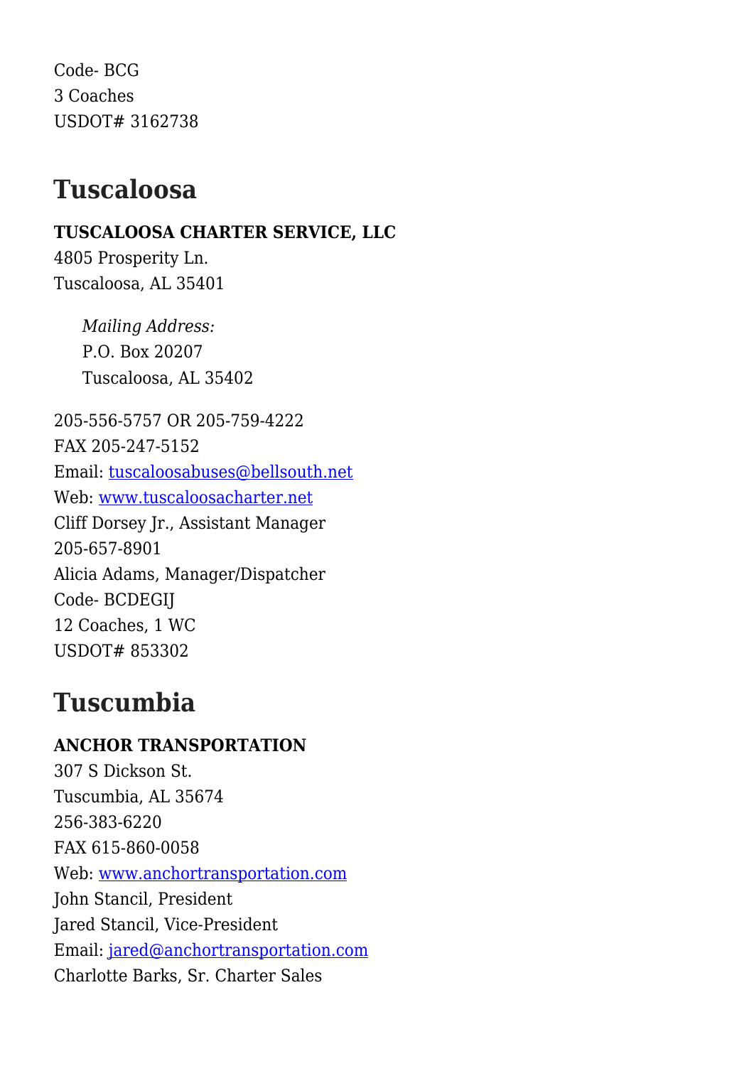Code- BCG
3 Coaches
USDOT# 3162738

## Tuscaloosa

**TUSCALOOSA CHARTER SERVICE, LLC**
4805 Prosperity Ln.
Tuscaloosa, AL 35401

> *Mailing Address:*
> P.O. Box 20207
> Tuscaloosa, AL 35402

205-556-5757 OR 205-759-4222
FAX 205-247-5152
Email: [tuscaloosabuses@bellsouth.net](mailto:tuscaloosabuses@bellsouth.net)
Web: [www.tuscaloosacharter.net](http://www.tuscaloosacharter.net)
Cliff Dorsey Jr., Assistant Manager
205-657-8901
Alicia Adams, Manager/Dispatcher
Code- BCDEGIJ
12 Coaches, 1 WC
USDOT# 853302

## Tuscumbia

**ANCHOR TRANSPORTATION**
307 S Dickson St.
Tuscumbia, AL 35674
256-383-6220
FAX 615-860-0058
Web: [www.anchortransportation.com](http://www.anchortransportation.com)
John Stancil, President
Jared Stancil, Vice-President
Email: [jared@anchortransportation.com](mailto:jared@anchortransportation.com)
Charlotte Barks, Sr. Charter Sales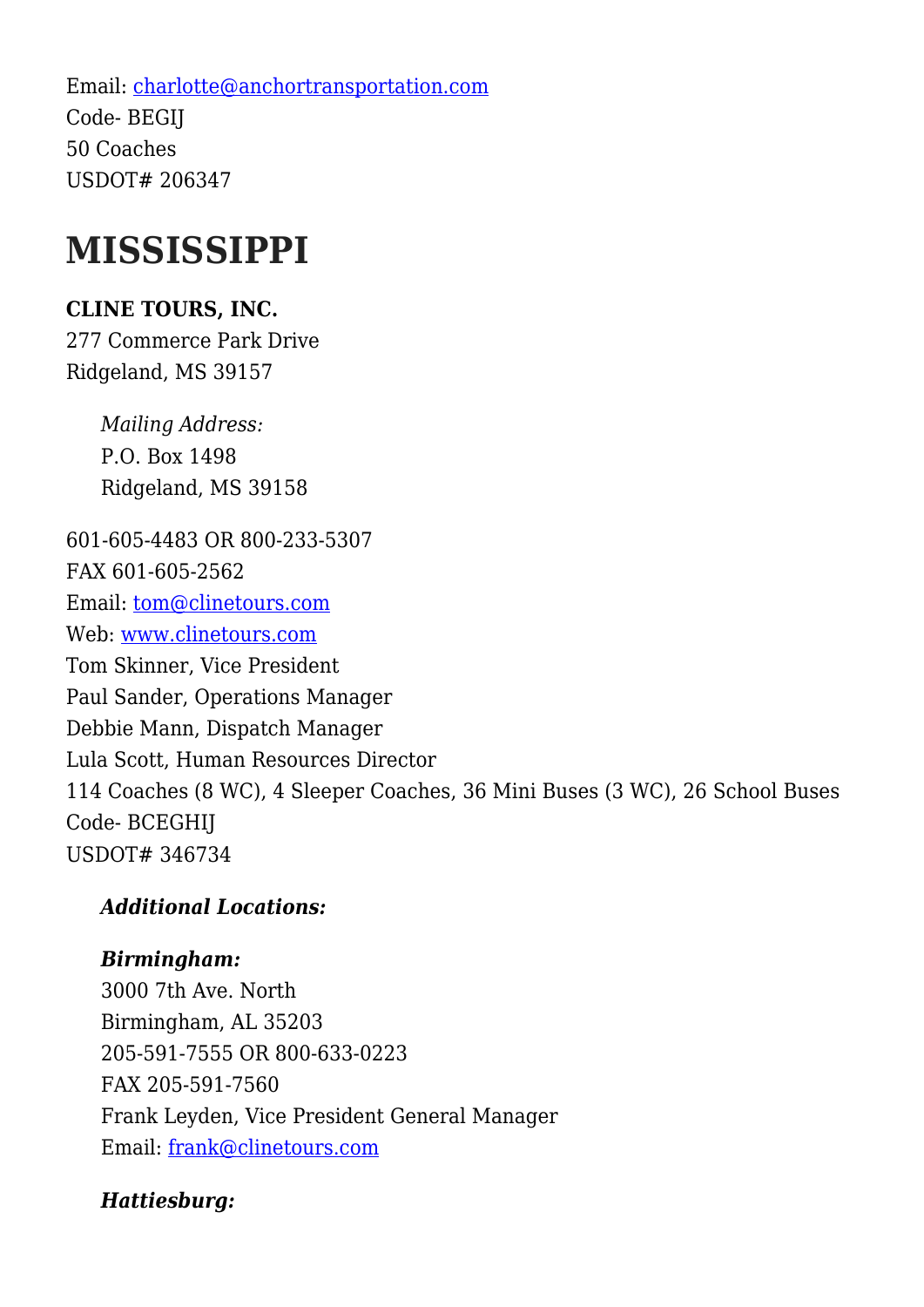Email: charlotte@anchortransportation.com
Code- BEGIJ
50 Coaches
USDOT# 206347

# MISSISSIPPI

**CLINE TOURS, INC.**
277 Commerce Park Drive
Ridgeland, MS 39157

> *Mailing Address:*
> P.O. Box 1498
> Ridgeland, MS 39158

601-605-4483 OR 800-233-5307
FAX 601-605-2562
Email: tom@clinetours.com
Web: www.clinetours.com
Tom Skinner, Vice President
Paul Sander, Operations Manager
Debbie Mann, Dispatch Manager
Lula Scott, Human Resources Director
114 Coaches (8 WC), 4 Sleeper Coaches, 36 Mini Buses (3 WC), 26 School Buses
Code- BCEGHIJ
USDOT# 346734

> ***Additional Locations:***
>
> ***Birmingham:***
> 3000 7th Ave. North
> Birmingham, AL 35203
> 205-591-7555 OR 800-633-0223
> FAX 205-591-7560
> Frank Leyden, Vice President General Manager
> Email: frank@clinetours.com
>
> ***Hattiesburg:***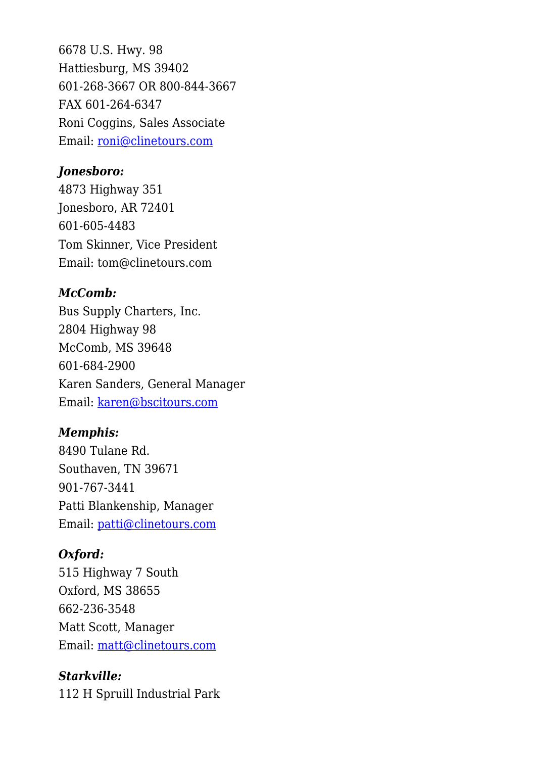6678 U.S. Hwy. 98
Hattiesburg, MS 39402
601-268-3667 OR 800-844-3667
FAX 601-264-6347
Roni Coggins, Sales Associate
Email: [roni@clinetours.com](mailto:roni@clinetours.com)

***Jonesboro:***
4873 Highway 351
Jonesboro, AR 72401
601-605-4483
Tom Skinner, Vice President
Email: tom@clinetours.com

***McComb:***
Bus Supply Charters, Inc.
2804 Highway 98
McComb, MS 39648
601-684-2900
Karen Sanders, General Manager
Email: [karen@bscitours.com](mailto:karen@bscitours.com)

***Memphis:***
8490 Tulane Rd.
Southaven, TN 39671
901-767-3441
Patti Blankenship, Manager
Email: [patti@clinetours.com](mailto:patti@clinetours.com)

***Oxford:***
515 Highway 7 South
Oxford, MS 38655
662-236-3548
Matt Scott, Manager
Email: [matt@clinetours.com](mailto:matt@clinetours.com)

***Starkville:***
112 H Spruill Industrial Park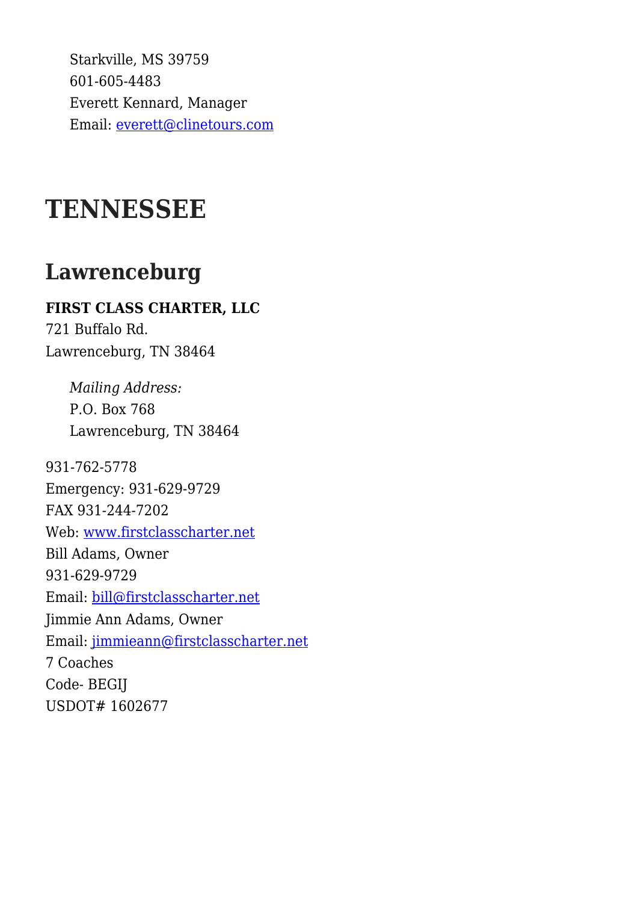Starkville, MS 39759
601-605-4483
Everett Kennard, Manager
Email: everett@clinetours.com

# TENNESSEE

## Lawrenceburg

**FIRST CLASS CHARTER, LLC**
721 Buffalo Rd.
Lawrenceburg, TN 38464

*Mailing Address:*
P.O. Box 768
Lawrenceburg, TN 38464

931-762-5778
Emergency: 931-629-9729
FAX 931-244-7202
Web: www.firstclasscharter.net
Bill Adams, Owner
931-629-9729
Email: bill@firstclasscharter.net
Jimmie Ann Adams, Owner
Email: jimmieann@firstclasscharter.net
7 Coaches
Code- BEGIJ
USDOT# 1602677